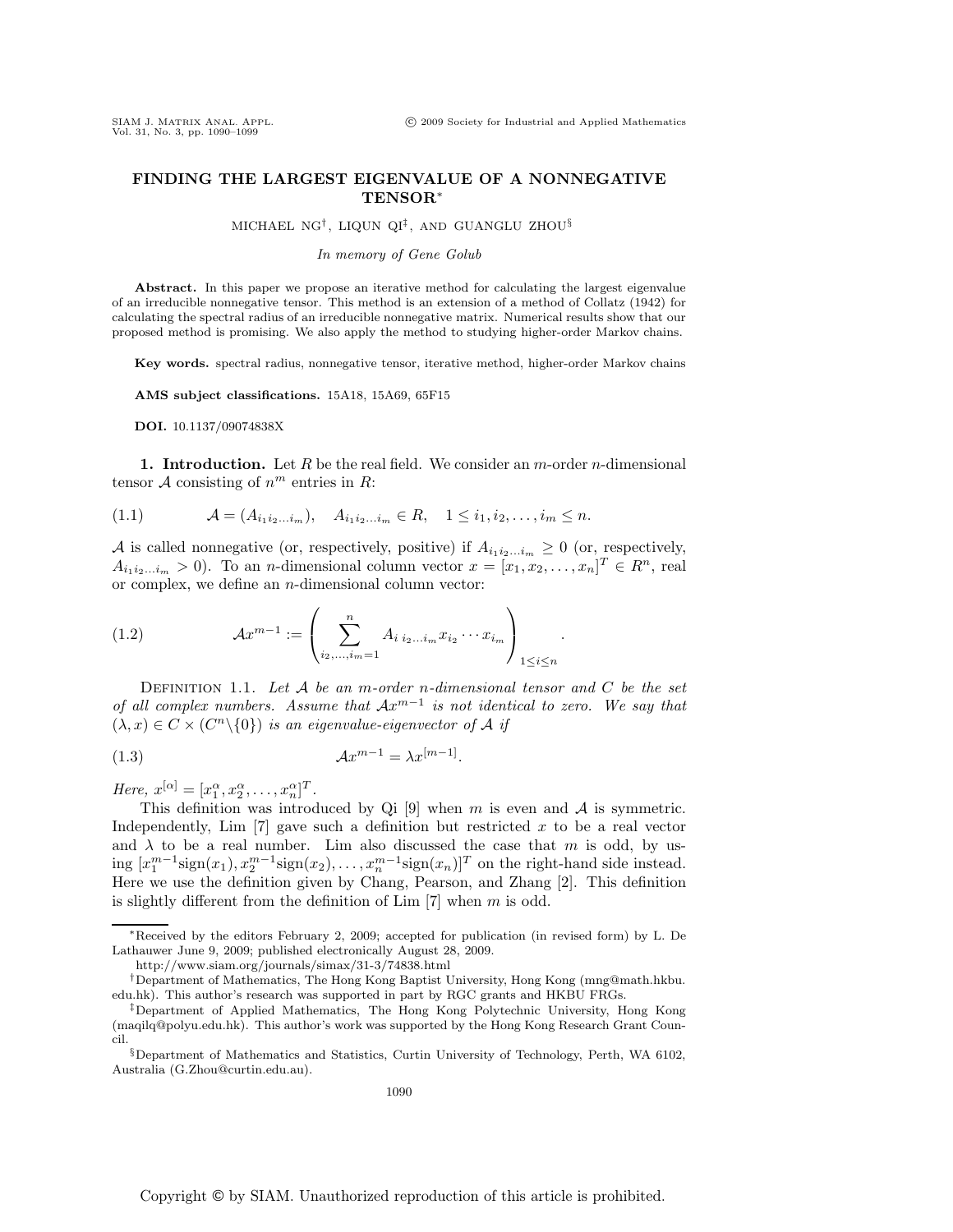# FINDING THE LARGEST EIGENVALUE OF A NONNEGATIVE TENSOR*

MICHAEL NG[†], LIQUN QI[‡], AND GUANGLU ZHOU[§]

*In memory of Gene Golub*

**Abstract.** In this paper we propose an iterative method for calculating the largest eigenvalue of an irreducible nonnegative tensor. This method is an extension of a method of Collatz (1942) for calculating the spectral radius of an irreducible nonnegative matrix. Numerical results show that our proposed method is promising. We also apply the method to studying higher-order Markov chains.

**Key words.** spectral radius, nonnegative tensor, iterative method, higher-order Markov chains

**AMS subject classifications.** 15A18, 15A69, 65F15

**DOI.** 10.1137/09074838X

## 1. Introduction.

Let $R$ be the real field. We consider an $m$-order $n$-dimensional tensor $\mathcal{A}$ consisting of $n^m$ entries in $R$:

$$\mathcal{A} = (A_{i_1 i_2 \ldots i_m}), \quad A_{i_1 i_2 \ldots i_m} \in R, \quad 1 \le i_1, i_2, \ldots, i_m \le n. \tag{1.1}$$

$\mathcal{A}$ is called nonnegative (or, respectively, positive) if $A_{i_1 i_2 \ldots i_m} \ge 0$ (or, respectively, $A_{i_1 i_2 \ldots i_m} > 0$). To an $n$-dimensional column vector $x = [x_1, x_2, \ldots, x_n]^T \in R^n$, real or complex, we define an $n$-dimensional column vector:

$$\mathcal{A}x^{m-1} := \left( \sum_{i_2,\ldots,i_m=1}^{n} A_{i\, i_2 \ldots i_m} x_{i_2} \cdots x_{i_m} \right)_{1 \le i \le n}. \tag{1.2}$$

DEFINITION 1.1. *Let $\mathcal{A}$ be an $m$-order $n$-dimensional tensor and $C$ be the set of all complex numbers. Assume that $\mathcal{A}x^{m-1}$ is not identical to zero. We say that $(\lambda, x) \in C \times (C^n \backslash \{0\})$ is an eigenvalue-eigenvector of $\mathcal{A}$ if*

$$\mathcal{A}x^{m-1} = \lambda x^{[m-1]}. \tag{1.3}$$

*Here, $x^{[\alpha]} = [x_1^\alpha, x_2^\alpha, \ldots, x_n^\alpha]^T$.*

This definition was introduced by Qi [9] when $m$ is even and $\mathcal{A}$ is symmetric. Independently, Lim [7] gave such a definition but restricted $x$ to be a real vector and $\lambda$ to be a real number. Lim also discussed the case that $m$ is odd, by using $[x_1^{m-1}\text{sign}(x_1), x_2^{m-1}\text{sign}(x_2), \ldots, x_n^{m-1}\text{sign}(x_n)]^T$ on the right-hand side instead. Here we use the definition given by Chang, Pearson, and Zhang [2]. This definition is slightly different from the definition of Lim [7] when $m$ is odd.

---

*Received by the editors February 2, 2009; accepted for publication (in revised form) by L. De Lathauwer June 9, 2009; published electronically August 28, 2009.
http://www.siam.org/journals/simax/31-3/74838.html

[†]Department of Mathematics, The Hong Kong Baptist University, Hong Kong (mng@math.hkbu.edu.hk). This author's research was supported in part by RGC grants and HKBU FRGs.

[‡]Department of Applied Mathematics, The Hong Kong Polytechnic University, Hong Kong (maqilq@polyu.edu.hk). This author's work was supported by the Hong Kong Research Grant Council.

[§]Department of Mathematics and Statistics, Curtin University of Technology, Perth, WA 6102, Australia (G.Zhou@curtin.edu.au).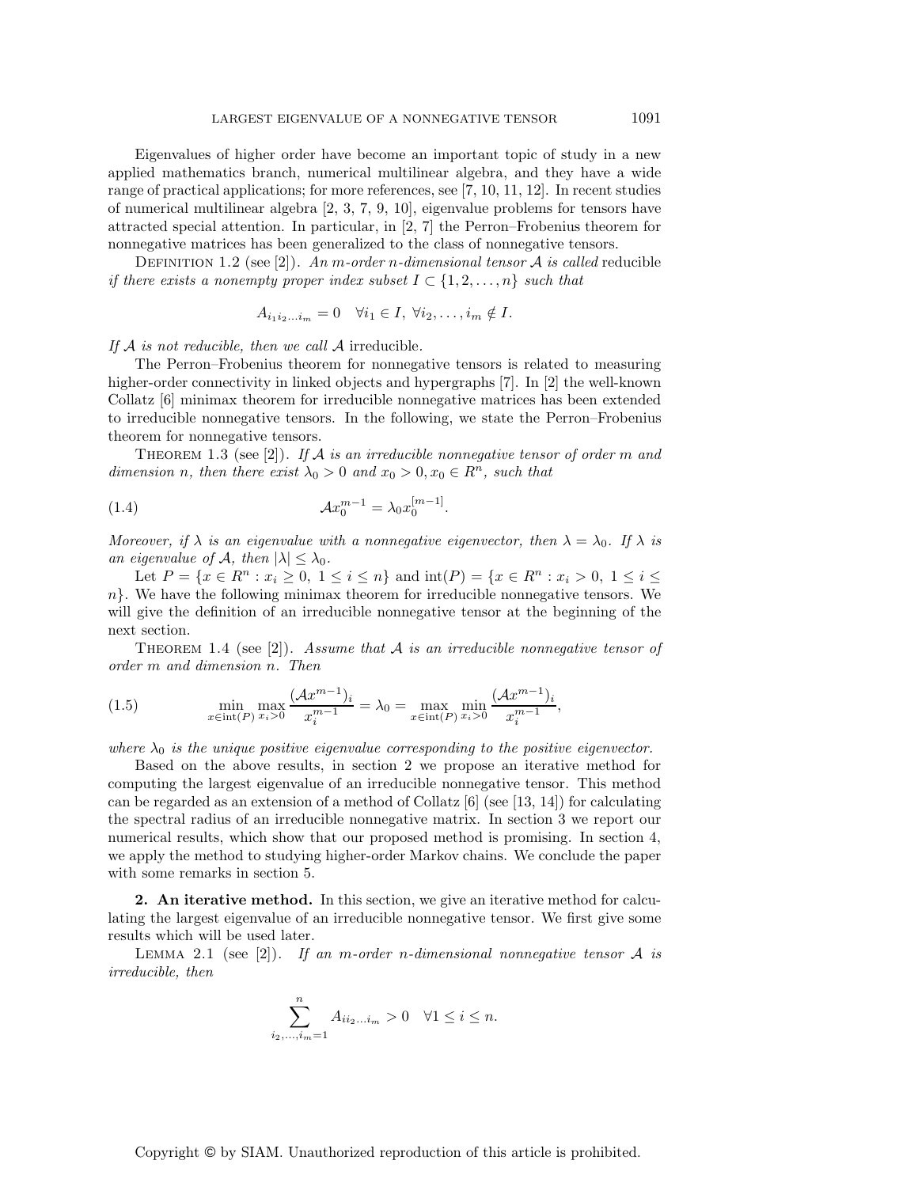Eigenvalues of higher order have become an important topic of study in a new applied mathematics branch, numerical multilinear algebra, and they have a wide range of practical applications; for more references, see [7, 10, 11, 12]. In recent studies of numerical multilinear algebra [2, 3, 7, 9, 10], eigenvalue problems for tensors have attracted special attention. In particular, in [2, 7] the Perron–Frobenius theorem for nonnegative matrices has been generalized to the class of nonnegative tensors.

Definition 1.2 (see [2]). *An m-order n-dimensional tensor $\mathcal{A}$ is called* reducible *if there exists a nonempty proper index subset $I \subset \{1, 2, \ldots, n\}$ such that*

$$A_{i_1 i_2 \ldots i_m} = 0 \quad \forall i_1 \in I, \ \forall i_2, \ldots, i_m \notin I.$$

*If $\mathcal{A}$ is not reducible, then we call $\mathcal{A}$* irreducible.

The Perron–Frobenius theorem for nonnegative tensors is related to measuring higher-order connectivity in linked objects and hypergraphs [7]. In [2] the well-known Collatz [6] minimax theorem for irreducible nonnegative matrices has been extended to irreducible nonnegative tensors. In the following, we state the Perron–Frobenius theorem for nonnegative tensors.

Theorem 1.3 (see [2]). *If $\mathcal{A}$ is an irreducible nonnegative tensor of order $m$ and dimension $n$, then there exist $\lambda_0 > 0$ and $x_0 > 0, x_0 \in R^n$, such that*

$$\mathcal{A}x_0^{m-1} = \lambda_0 x_0^{[m-1]}. \tag{1.4}$$

*Moreover, if $\lambda$ is an eigenvalue with a nonnegative eigenvector, then $\lambda = \lambda_0$. If $\lambda$ is an eigenvalue of $\mathcal{A}$, then $|\lambda| \leq \lambda_0$.*

Let $P = \{x \in R^n : x_i \geq 0, \ 1 \leq i \leq n\}$ and $\mathrm{int}(P) = \{x \in R^n : x_i > 0, \ 1 \leq i \leq n\}$. We have the following minimax theorem for irreducible nonnegative tensors. We will give the definition of an irreducible nonnegative tensor at the beginning of the next section.

Theorem 1.4 (see [2]). *Assume that $\mathcal{A}$ is an irreducible nonnegative tensor of order $m$ and dimension $n$. Then*

$$\min_{x \in \mathrm{int}(P)} \max_{x_i > 0} \frac{(\mathcal{A}x^{m-1})_i}{x_i^{m-1}} = \lambda_0 = \max_{x \in \mathrm{int}(P)} \min_{x_i > 0} \frac{(\mathcal{A}x^{m-1})_i}{x_i^{m-1}}, \tag{1.5}$$

*where $\lambda_0$ is the unique positive eigenvalue corresponding to the positive eigenvector.*

Based on the above results, in section 2 we propose an iterative method for computing the largest eigenvalue of an irreducible nonnegative tensor. This method can be regarded as an extension of a method of Collatz [6] (see [13, 14]) for calculating the spectral radius of an irreducible nonnegative matrix. In section 3 we report our numerical results, which show that our proposed method is promising. In section 4, we apply the method to studying higher-order Markov chains. We conclude the paper with some remarks in section 5.

## 2. An iterative method.

In this section, we give an iterative method for calculating the largest eigenvalue of an irreducible nonnegative tensor. We first give some results which will be used later.

Lemma 2.1 (see [2]). *If an m-order n-dimensional nonnegative tensor $\mathcal{A}$ is irreducible, then*

$$\sum_{i_2, \ldots, i_m = 1}^{n} A_{i i_2 \ldots i_m} > 0 \quad \forall 1 \leq i \leq n.$$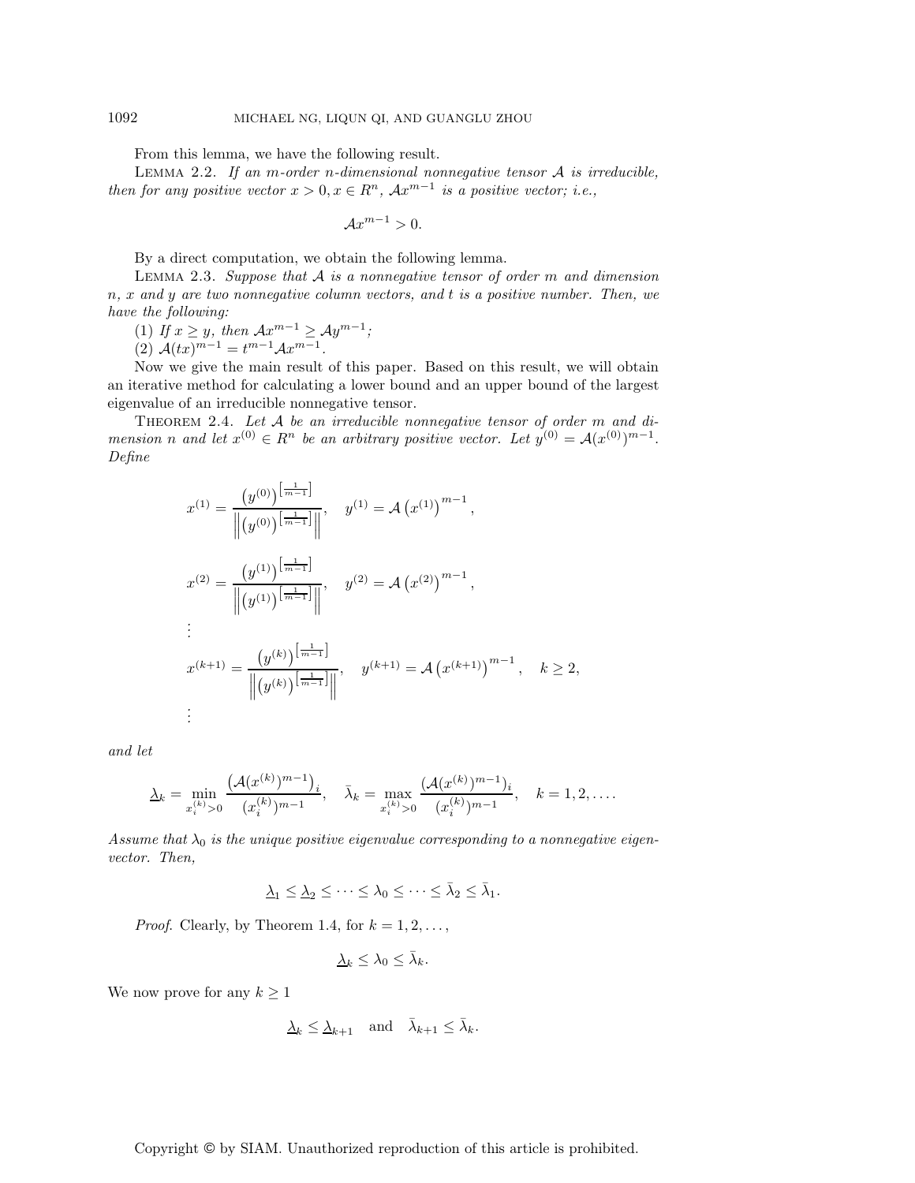From this lemma, we have the following result.

LEMMA 2.2. *If an m-order n-dimensional nonnegative tensor $\mathcal{A}$ is irreducible, then for any positive vector $x > 0, x \in R^n$, $\mathcal{A}x^{m-1}$ is a positive vector; i.e.,*

$$\mathcal{A}x^{m-1} > 0.$$

By a direct computation, we obtain the following lemma.

LEMMA 2.3. *Suppose that $\mathcal{A}$ is a nonnegative tensor of order $m$ and dimension $n$, $x$ and $y$ are two nonnegative column vectors, and $t$ is a positive number. Then, we have the following:*

(1) *If $x \geq y$, then $\mathcal{A}x^{m-1} \geq \mathcal{A}y^{m-1}$;*

(2) *$\mathcal{A}(tx)^{m-1} = t^{m-1}\mathcal{A}x^{m-1}$.*

Now we give the main result of this paper. Based on this result, we will obtain an iterative method for calculating a lower bound and an upper bound of the largest eigenvalue of an irreducible nonnegative tensor.

THEOREM 2.4. *Let $\mathcal{A}$ be an irreducible nonnegative tensor of order $m$ and dimension $n$ and let $x^{(0)} \in R^n$ be an arbitrary positive vector. Let $y^{(0)} = \mathcal{A}(x^{(0)})^{m-1}$. Define*

$$x^{(1)} = \frac{\left(y^{(0)}\right)^{\left[\frac{1}{m-1}\right]}}{\left\|\left(y^{(0)}\right)^{\left[\frac{1}{m-1}\right]}\right\|}, \quad y^{(1)} = \mathcal{A}\left(x^{(1)}\right)^{m-1},$$

$$x^{(2)} = \frac{\left(y^{(1)}\right)^{\left[\frac{1}{m-1}\right]}}{\left\|\left(y^{(1)}\right)^{\left[\frac{1}{m-1}\right]}\right\|}, \quad y^{(2)} = \mathcal{A}\left(x^{(2)}\right)^{m-1},$$

$$\vdots$$

$$x^{(k+1)} = \frac{\left(y^{(k)}\right)^{\left[\frac{1}{m-1}\right]}}{\left\|\left(y^{(k)}\right)^{\left[\frac{1}{m-1}\right]}\right\|}, \quad y^{(k+1)} = \mathcal{A}\left(x^{(k+1)}\right)^{m-1}, \quad k \geq 2,$$

$$\vdots$$

*and let*

$$\underline{\lambda}_k = \min_{x_i^{(k)}>0} \frac{\left(\mathcal{A}(x^{(k)})^{m-1}\right)_i}{(x_i^{(k)})^{m-1}}, \quad \bar{\lambda}_k = \max_{x_i^{(k)}>0} \frac{(\mathcal{A}(x^{(k)})^{m-1})_i}{(x_i^{(k)})^{m-1}}, \quad k = 1, 2, \ldots.$$

*Assume that $\lambda_0$ is the unique positive eigenvalue corresponding to a nonnegative eigenvector. Then,*

$$\underline{\lambda}_1 \leq \underline{\lambda}_2 \leq \cdots \leq \lambda_0 \leq \cdots \leq \bar{\lambda}_2 \leq \bar{\lambda}_1.$$

*Proof.* Clearly, by Theorem 1.4, for $k = 1, 2, \ldots,$

$$\underline{\lambda}_k \leq \lambda_0 \leq \bar{\lambda}_k.$$

We now prove for any $k \geq 1$

$$\underline{\lambda}_k \leq \underline{\lambda}_{k+1} \quad \text{and} \quad \bar{\lambda}_{k+1} \leq \bar{\lambda}_k.$$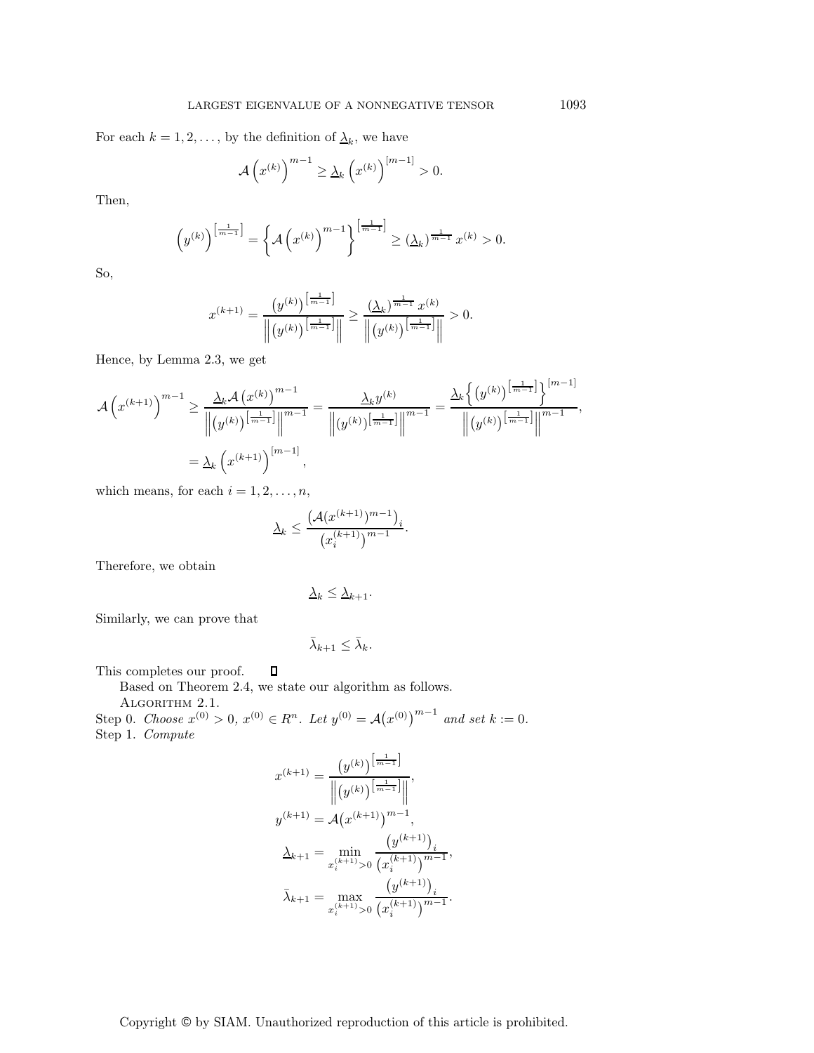For each $k = 1, 2, \ldots$, by the definition of $\underline{\lambda}_k$, we have

$$\mathcal{A}\left(x^{(k)}\right)^{m-1} \geq \underline{\lambda}_k \left(x^{(k)}\right)^{[m-1]} > 0.$$

Then,

$$\left(y^{(k)}\right)^{\left[\frac{1}{m-1}\right]} = \left\{\mathcal{A}\left(x^{(k)}\right)^{m-1}\right\}^{\left[\frac{1}{m-1}\right]} \geq \left(\underline{\lambda}_k\right)^{\frac{1}{m-1}} x^{(k)} > 0.$$

So,

$$x^{(k+1)} = \frac{\left(y^{(k)}\right)^{\left[\frac{1}{m-1}\right]}}{\left\|\left(y^{(k)}\right)^{\left[\frac{1}{m-1}\right]}\right\|} \geq \frac{\left(\underline{\lambda}_k\right)^{\frac{1}{m-1}} x^{(k)}}{\left\|\left(y^{(k)}\right)^{\left[\frac{1}{m-1}\right]}\right\|} > 0.$$

Hence, by Lemma 2.3, we get

$$\begin{aligned}
\mathcal{A}\left(x^{(k+1)}\right)^{m-1} &\geq \frac{\underline{\lambda}_k \mathcal{A}\left(x^{(k)}\right)^{m-1}}{\left\|\left(y^{(k)}\right)^{\left[\frac{1}{m-1}\right]}\right\|^{m-1}} = \frac{\underline{\lambda}_k y^{(k)}}{\left\|\left(y^{(k)}\right)^{\left[\frac{1}{m-1}\right]}\right\|^{m-1}} = \frac{\underline{\lambda}_k \left\{\left(y^{(k)}\right)^{\left[\frac{1}{m-1}\right]}\right\}^{[m-1]}}{\left\|\left(y^{(k)}\right)^{\left[\frac{1}{m-1}\right]}\right\|^{m-1}}, \\
&= \underline{\lambda}_k \left(x^{(k+1)}\right)^{[m-1]},
\end{aligned}$$

which means, for each $i = 1, 2, \ldots, n$,

$$\underline{\lambda}_k \leq \frac{\left(\mathcal{A}(x^{(k+1)})^{m-1}\right)_i}{\left(x_i^{(k+1)}\right)^{m-1}}.$$

Therefore, we obtain

$$\underline{\lambda}_k \leq \underline{\lambda}_{k+1}.$$

Similarly, we can prove that

$$\bar{\lambda}_{k+1} \leq \bar{\lambda}_k.$$

This completes our proof. $\square$

Based on Theorem 2.4, we state our algorithm as follows.

ALGORITHM 2.1.

Step 0. *Choose* $x^{(0)} > 0$, $x^{(0)} \in R^n$. *Let* $y^{(0)} = \mathcal{A}\left(x^{(0)}\right)^{m-1}$ *and set* $k := 0$.

Step 1. *Compute*

$$\begin{aligned}
x^{(k+1)} &= \frac{\left(y^{(k)}\right)^{\left[\frac{1}{m-1}\right]}}{\left\|\left(y^{(k)}\right)^{\left[\frac{1}{m-1}\right]}\right\|}, \\
y^{(k+1)} &= \mathcal{A}\left(x^{(k+1)}\right)^{m-1}, \\
\underline{\lambda}_{k+1} &= \min_{x_i^{(k+1)}>0} \frac{\left(y^{(k+1)}\right)_i}{\left(x_i^{(k+1)}\right)^{m-1}}, \\
\bar{\lambda}_{k+1} &= \max_{x_i^{(k+1)}>0} \frac{\left(y^{(k+1)}\right)_i}{\left(x_i^{(k+1)}\right)^{m-1}}.
\end{aligned}$$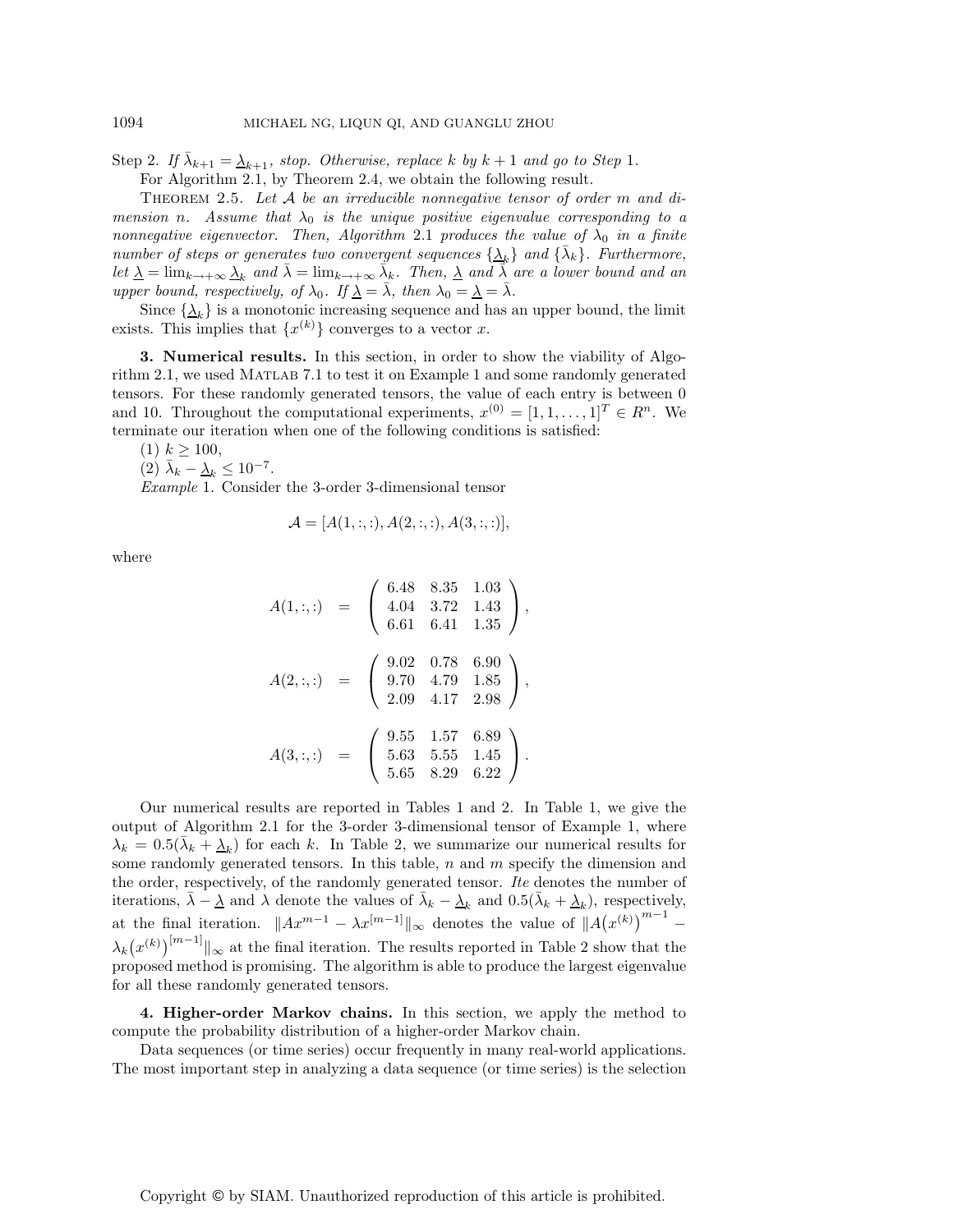Step 2. *If $\bar{\lambda}_{k+1} = \underline{\lambda}_{k+1}$, stop. Otherwise, replace $k$ by $k+1$ and go to Step* 1.

For Algorithm 2.1, by Theorem 2.4, we obtain the following result.

THEOREM 2.5. *Let $\mathcal{A}$ be an irreducible nonnegative tensor of order $m$ and dimension $n$. Assume that $\lambda_0$ is the unique positive eigenvalue corresponding to a nonnegative eigenvector. Then, Algorithm 2.1 produces the value of $\lambda_0$ in a finite number of steps or generates two convergent sequences $\{\underline{\lambda}_k\}$ and $\{\bar{\lambda}_k\}$. Furthermore, let $\underline{\lambda} = \lim_{k\to+\infty} \underline{\lambda}_k$ and $\bar{\lambda} = \lim_{k\to+\infty} \bar{\lambda}_k$. Then, $\underline{\lambda}$ and $\bar{\lambda}$ are a lower bound and an upper bound, respectively, of $\lambda_0$. If $\underline{\lambda} = \bar{\lambda}$, then $\lambda_0 = \underline{\lambda} = \bar{\lambda}$.*

Since $\{\underline{\lambda}_k\}$ is a monotonic increasing sequence and has an upper bound, the limit exists. This implies that $\{x^{(k)}\}$ converges to a vector $x$.

## 3. Numerical results.

In this section, in order to show the viability of Algorithm 2.1, we used MATLAB 7.1 to test it on Example 1 and some randomly generated tensors. For these randomly generated tensors, the value of each entry is between 0 and 10. Throughout the computational experiments, $x^{(0)} = [1, 1, \ldots, 1]^T \in R^n$. We terminate our iteration when one of the following conditions is satisfied:

(1) $k \geq 100$,

(2) $\bar{\lambda}_k - \underline{\lambda}_k \leq 10^{-7}$.

*Example* 1. Consider the 3-order 3-dimensional tensor

$$\mathcal{A} = [A(1,:,:), A(2,:,:), A(3,:,:)],$$

where

$$A(1,:,:) = \begin{pmatrix} 6.48 & 8.35 & 1.03 \\ 4.04 & 3.72 & 1.43 \\ 6.61 & 6.41 & 1.35 \end{pmatrix},$$

$$A(2,:,:) = \begin{pmatrix} 9.02 & 0.78 & 6.90 \\ 9.70 & 4.79 & 1.85 \\ 2.09 & 4.17 & 2.98 \end{pmatrix},$$

$$A(3,:,:) = \begin{pmatrix} 9.55 & 1.57 & 6.89 \\ 5.63 & 5.55 & 1.45 \\ 5.65 & 8.29 & 6.22 \end{pmatrix}.$$

Our numerical results are reported in Tables 1 and 2. In Table 1, we give the output of Algorithm 2.1 for the 3-order 3-dimensional tensor of Example 1, where $\lambda_k = 0.5(\bar{\lambda}_k + \underline{\lambda}_k)$ for each $k$. In Table 2, we summarize our numerical results for some randomly generated tensors. In this table, $n$ and $m$ specify the dimension and the order, respectively, of the randomly generated tensor. *Ite* denotes the number of iterations, $\bar{\lambda} - \underline{\lambda}$ and $\lambda$ denote the values of $\bar{\lambda}_k - \underline{\lambda}_k$ and $0.5(\bar{\lambda}_k + \underline{\lambda}_k)$, respectively, at the final iteration. $\|Ax^{m-1} - \lambda x^{[m-1]}\|_\infty$ denotes the value of $\|A\big(x^{(k)}\big)^{m-1} - \lambda_k\big(x^{(k)}\big)^{[m-1]}\|_\infty$ at the final iteration. The results reported in Table 2 show that the proposed method is promising. The algorithm is able to produce the largest eigenvalue for all these randomly generated tensors.

## 4. Higher-order Markov chains.

In this section, we apply the method to compute the probability distribution of a higher-order Markov chain.

Data sequences (or time series) occur frequently in many real-world applications. The most important step in analyzing a data sequence (or time series) is the selection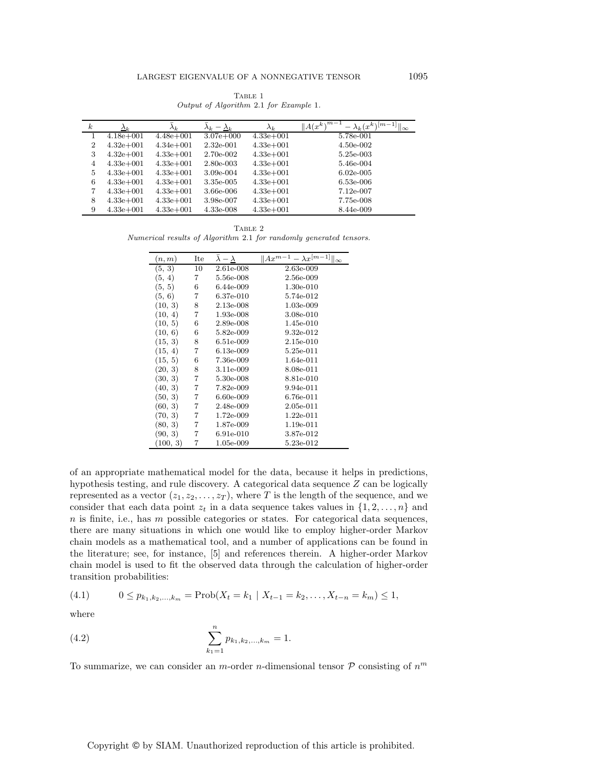Table 1
*Output of Algorithm* 2.1 *for Example* 1.

| $k$ | $\underline{\lambda}_k$ | $\bar{\lambda}_k$ | $\bar{\lambda}_k - \underline{\lambda}_k$ | $\lambda_k$ | $\|A(x^k)^{m-1} - \lambda_k (x^k)^{[m-1]}\|_\infty$ |
|---|---|---|---|---|---|
| 1 | 4.18e+001 | 4.48e+001 | 3.07e+000 | 4.33e+001 | 5.78e-001 |
| 2 | 4.32e+001 | 4.34e+001 | 2.32e-001 | 4.33e+001 | 4.50e-002 |
| 3 | 4.32e+001 | 4.33e+001 | 2.70e-002 | 4.33e+001 | 5.25e-003 |
| 4 | 4.33e+001 | 4.33e+001 | 2.80e-003 | 4.33e+001 | 5.46e-004 |
| 5 | 4.33e+001 | 4.33e+001 | 3.09e-004 | 4.33e+001 | 6.02e-005 |
| 6 | 4.33e+001 | 4.33e+001 | 3.35e-005 | 4.33e+001 | 6.53e-006 |
| 7 | 4.33e+001 | 4.33e+001 | 3.66e-006 | 4.33e+001 | 7.12e-007 |
| 8 | 4.33e+001 | 4.33e+001 | 3.98e-007 | 4.33e+001 | 7.75e-008 |
| 9 | 4.33e+001 | 4.33e+001 | 4.33e-008 | 4.33e+001 | 8.44e-009 |

Table 2
*Numerical results of Algorithm* 2.1 *for randomly generated tensors.*

| $(n, m)$ | Ite | $\bar{\lambda} - \underline{\lambda}$ | $\|Ax^{m-1} - \lambda x^{[m-1]}\|_\infty$ |
|---|---|---|---|
| (5, 3) | 10 | 2.61e-008 | 2.63e-009 |
| (5, 4) | 7 | 5.56e-008 | 2.56e-009 |
| (5, 5) | 6 | 6.44e-009 | 1.30e-010 |
| (5, 6) | 7 | 6.37e-010 | 5.74e-012 |
| (10, 3) | 8 | 2.13e-008 | 1.03e-009 |
| (10, 4) | 7 | 1.93e-008 | 3.08e-010 |
| (10, 5) | 6 | 2.89e-008 | 1.45e-010 |
| (10, 6) | 6 | 5.82e-009 | 9.32e-012 |
| (15, 3) | 8 | 6.51e-009 | 2.15e-010 |
| (15, 4) | 7 | 6.13e-009 | 5.25e-011 |
| (15, 5) | 6 | 7.36e-009 | 1.64e-011 |
| (20, 3) | 8 | 3.11e-009 | 8.08e-011 |
| (30, 3) | 7 | 5.30e-008 | 8.81e-010 |
| (40, 3) | 7 | 7.82e-009 | 9.94e-011 |
| (50, 3) | 7 | 6.60e-009 | 6.76e-011 |
| (60, 3) | 7 | 2.48e-009 | 2.05e-011 |
| (70, 3) | 7 | 1.72e-009 | 1.22e-011 |
| (80, 3) | 7 | 1.87e-009 | 1.19e-011 |
| (90, 3) | 7 | 6.91e-010 | 3.87e-012 |
| (100, 3) | 7 | 1.05e-009 | 5.23e-012 |

of an appropriate mathematical model for the data, because it helps in predictions, hypothesis testing, and rule discovery. A categorical data sequence $Z$ can be logically represented as a vector $(z_1, z_2, \ldots, z_T)$, where $T$ is the length of the sequence, and we consider that each data point $z_t$ in a data sequence takes values in $\{1, 2, \ldots, n\}$ and $n$ is finite, i.e., has $m$ possible categories or states. For categorical data sequences, there are many situations in which one would like to employ higher-order Markov chain models as a mathematical tool, and a number of applications can be found in the literature; see, for instance, [5] and references therein. A higher-order Markov chain model is used to fit the observed data through the calculation of higher-order transition probabilities:

$$0 \le p_{k_1,k_2,\ldots,k_m} = \text{Prob}(X_t = k_1 \mid X_{t-1} = k_2, \ldots, X_{t-n} = k_m) \le 1, \tag{4.1}$$

where

$$\sum_{k_1=1}^{n} p_{k_1,k_2,\ldots,k_m} = 1. \tag{4.2}$$

To summarize, we can consider an $m$-order $n$-dimensional tensor $\mathcal{P}$ consisting of $n^m$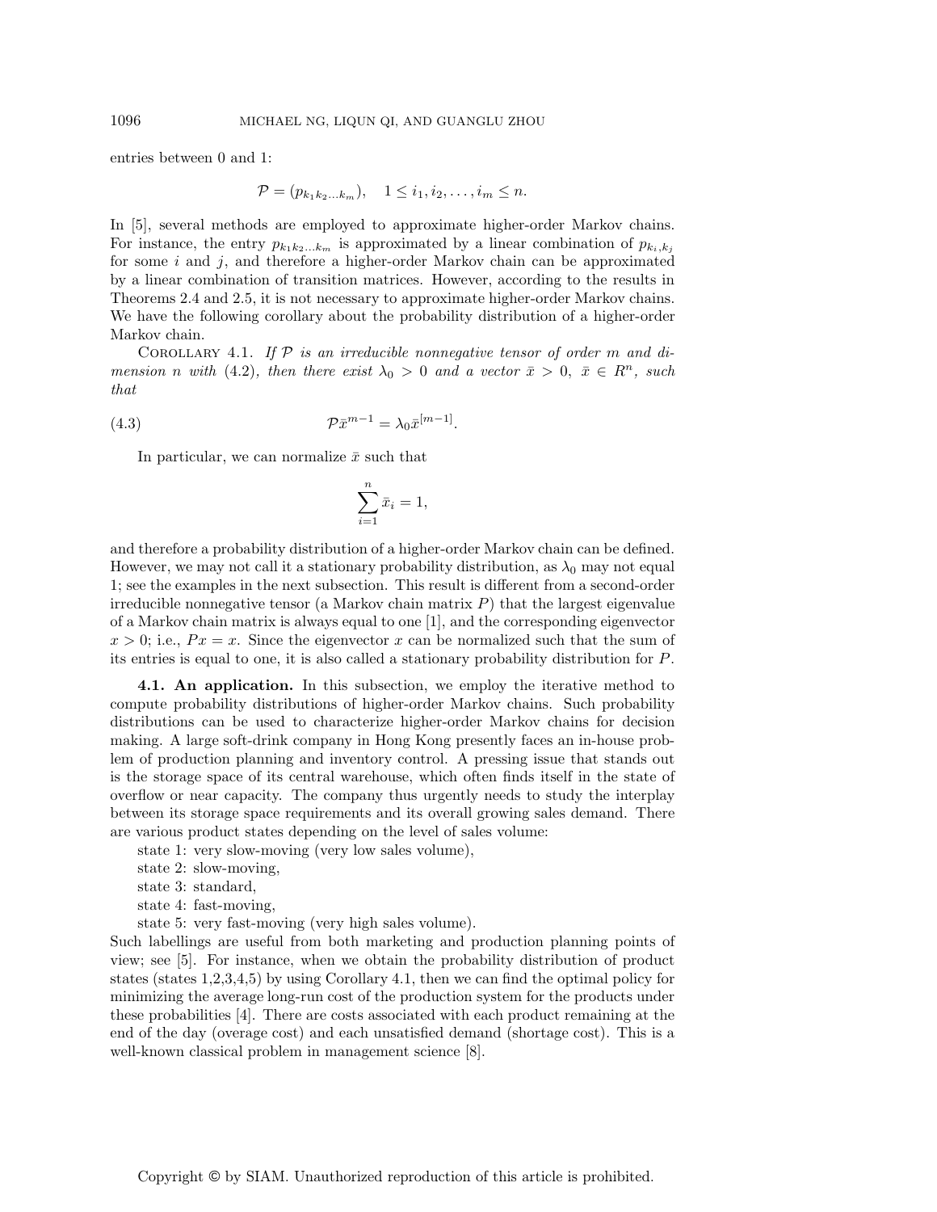entries between 0 and 1:

$$\mathcal{P} = (p_{k_1 k_2 \dots k_m}), \quad 1 \le i_1, i_2, \dots, i_m \le n.$$

In [5], several methods are employed to approximate higher-order Markov chains. For instance, the entry $p_{k_1 k_2 \dots k_m}$ is approximated by a linear combination of $p_{k_i, k_j}$ for some $i$ and $j$, and therefore a higher-order Markov chain can be approximated by a linear combination of transition matrices. However, according to the results in Theorems 2.4 and 2.5, it is not necessary to approximate higher-order Markov chains. We have the following corollary about the probability distribution of a higher-order Markov chain.

COROLLARY 4.1. *If $\mathcal{P}$ is an irreducible nonnegative tensor of order $m$ and dimension $n$ with* (4.2)*, then there exist $\lambda_0 > 0$ and a vector $\bar{x} > 0$, $\bar{x} \in R^n$, such that*

$$\mathcal{P}\bar{x}^{m-1} = \lambda_0 \bar{x}^{[m-1]}. \tag{4.3}$$

In particular, we can normalize $\bar{x}$ such that

$$\sum_{i=1}^{n} \bar{x}_i = 1,$$

and therefore a probability distribution of a higher-order Markov chain can be defined. However, we may not call it a stationary probability distribution, as $\lambda_0$ may not equal 1; see the examples in the next subsection. This result is different from a second-order irreducible nonnegative tensor (a Markov chain matrix $P$) that the largest eigenvalue of a Markov chain matrix is always equal to one [1], and the corresponding eigenvector $x > 0$; i.e., $Px = x$. Since the eigenvector $x$ can be normalized such that the sum of its entries is equal to one, it is also called a stationary probability distribution for $P$.

**4.1. An application.** In this subsection, we employ the iterative method to compute probability distributions of higher-order Markov chains. Such probability distributions can be used to characterize higher-order Markov chains for decision making. A large soft-drink company in Hong Kong presently faces an in-house problem of production planning and inventory control. A pressing issue that stands out is the storage space of its central warehouse, which often finds itself in the state of overflow or near capacity. The company thus urgently needs to study the interplay between its storage space requirements and its overall growing sales demand. There are various product states depending on the level of sales volume:

state 1: very slow-moving (very low sales volume),
state 2: slow-moving,
state 3: standard,
state 4: fast-moving,
state 5: very fast-moving (very high sales volume).

Such labellings are useful from both marketing and production planning points of view; see [5]. For instance, when we obtain the probability distribution of product states (states 1,2,3,4,5) by using Corollary 4.1, then we can find the optimal policy for minimizing the average long-run cost of the production system for the products under these probabilities [4]. There are costs associated with each product remaining at the end of the day (overage cost) and each unsatisfied demand (shortage cost). This is a well-known classical problem in management science [8].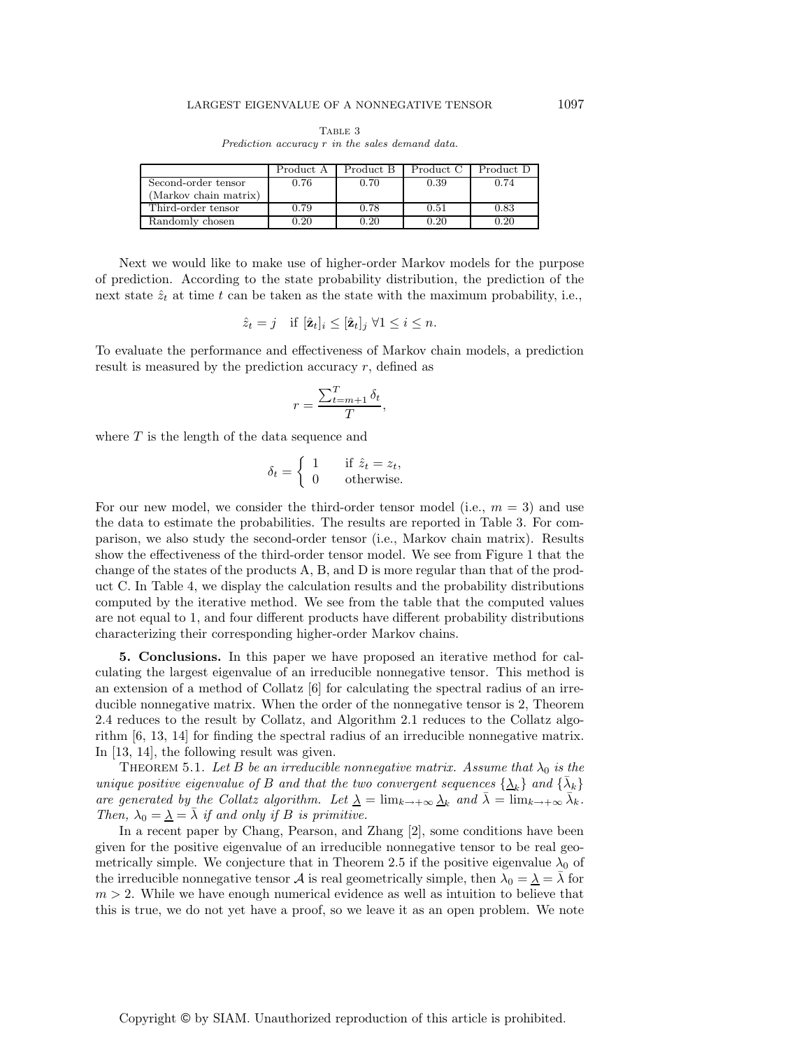Table 3
*Prediction accuracy r in the sales demand data.*

| | Product A | Product B | Product C | Product D |
|---|---|---|---|---|
| Second-order tensor (Markov chain matrix) | 0.76 | 0.70 | 0.39 | 0.74 |
| Third-order tensor | 0.79 | 0.78 | 0.51 | 0.83 |
| Randomly chosen | 0.20 | 0.20 | 0.20 | 0.20 |

Next we would like to make use of higher-order Markov models for the purpose of prediction. According to the state probability distribution, the prediction of the next state $\hat{z}_t$ at time $t$ can be taken as the state with the maximum probability, i.e.,

$$\hat{z}_t = j \quad \text{if } [\hat{\mathbf{z}}_t]_i \leq [\hat{\mathbf{z}}_t]_j \ \forall 1 \leq i \leq n.$$

To evaluate the performance and effectiveness of Markov chain models, a prediction result is measured by the prediction accuracy $r$, defined as

$$r = \frac{\sum_{t=m+1}^{T} \delta_t}{T},$$

where $T$ is the length of the data sequence and

$$\delta_t = \begin{cases} 1 & \text{if } \hat{z}_t = z_t, \\ 0 & \text{otherwise.} \end{cases}$$

For our new model, we consider the third-order tensor model (i.e., $m = 3$) and use the data to estimate the probabilities. The results are reported in Table 3. For comparison, we also study the second-order tensor (i.e., Markov chain matrix). Results show the effectiveness of the third-order tensor model. We see from Figure 1 that the change of the states of the products A, B, and D is more regular than that of the product C. In Table 4, we display the calculation results and the probability distributions computed by the iterative method. We see from the table that the computed values are not equal to 1, and four different products have different probability distributions characterizing their corresponding higher-order Markov chains.

**5. Conclusions.** In this paper we have proposed an iterative method for calculating the largest eigenvalue of an irreducible nonnegative tensor. This method is an extension of a method of Collatz [6] for calculating the spectral radius of an irreducible nonnegative matrix. When the order of the nonnegative tensor is 2, Theorem 2.4 reduces to the result by Collatz, and Algorithm 2.1 reduces to the Collatz algorithm [6, 13, 14] for finding the spectral radius of an irreducible nonnegative matrix. In [13, 14], the following result was given.

Theorem 5.1. *Let $B$ be an irreducible nonnegative matrix. Assume that $\lambda_0$ is the unique positive eigenvalue of $B$ and that the two convergent sequences $\{\underline{\lambda}_k\}$ and $\{\bar{\lambda}_k\}$ are generated by the Collatz algorithm. Let $\underline{\lambda} = \lim_{k\to+\infty} \underline{\lambda}_k$ and $\bar{\lambda} = \lim_{k\to+\infty} \bar{\lambda}_k$. Then, $\lambda_0 = \underline{\lambda} = \bar{\lambda}$ if and only if $B$ is primitive.*

In a recent paper by Chang, Pearson, and Zhang [2], some conditions have been given for the positive eigenvalue of an irreducible nonnegative tensor to be real geometrically simple. We conjecture that in Theorem 2.5 if the positive eigenvalue $\lambda_0$ of the irreducible nonnegative tensor $\mathcal{A}$ is real geometrically simple, then $\lambda_0 = \underline{\lambda} = \bar{\lambda}$ for $m > 2$. While we have enough numerical evidence as well as intuition to believe that this is true, we do not yet have a proof, so we leave it as an open problem. We note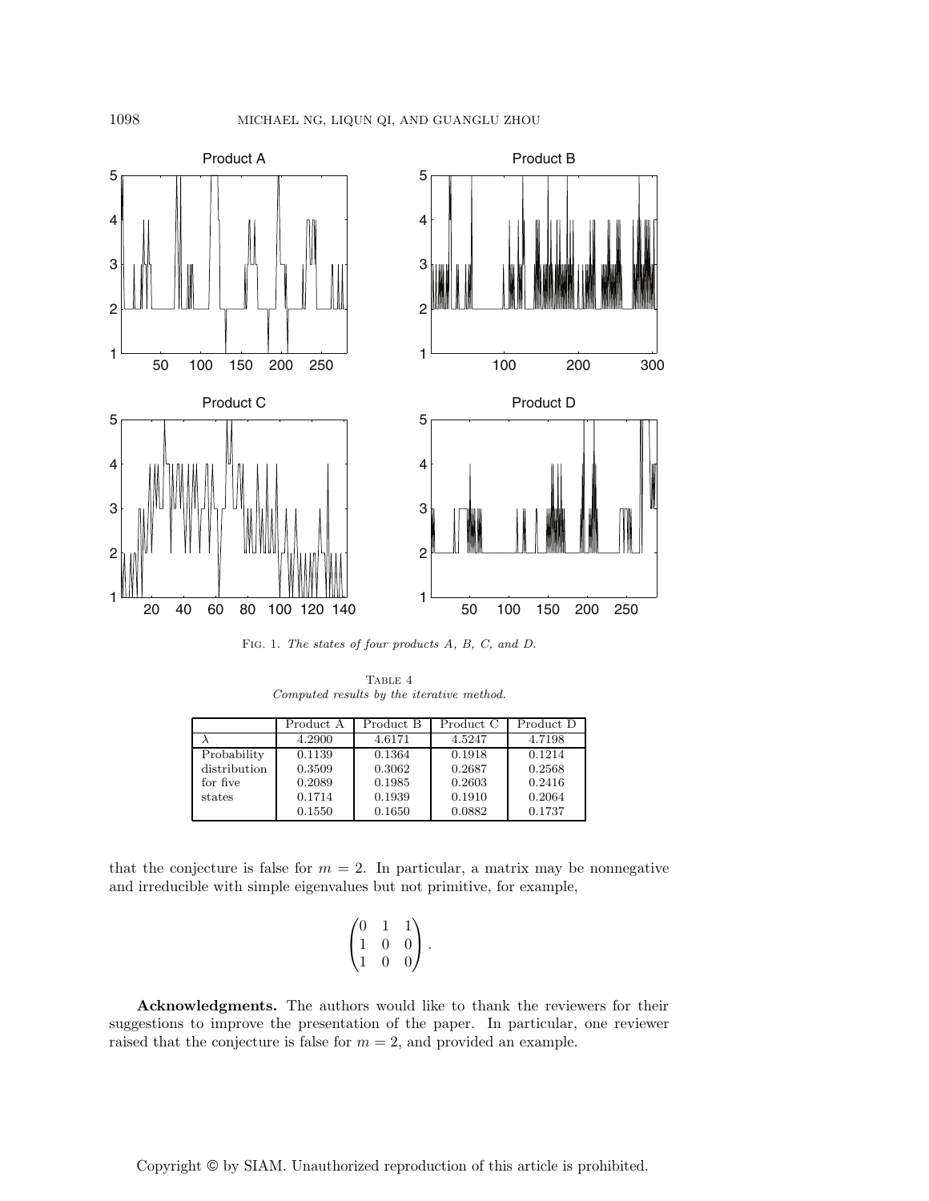Fig. 1. *The states of four products A, B, C, and D.*

Table 4
*Computed results by the iterative method.*

| | Product A | Product B | Product C | Product D |
|---|---|---|---|---|
| $\lambda$ | 4.2900 | 4.6171 | 4.5247 | 4.7198 |
| Probability | 0.1139 | 0.1364 | 0.1918 | 0.1214 |
| distribution | 0.3509 | 0.3062 | 0.2687 | 0.2568 |
| for five | 0.2089 | 0.1985 | 0.2603 | 0.2416 |
| states | 0.1714 | 0.1939 | 0.1910 | 0.2064 |
| | 0.1550 | 0.1650 | 0.0882 | 0.1737 |

that the conjecture is false for $m = 2$. In particular, a matrix may be nonnegative and irreducible with simple eigenvalues but not primitive, for example,

$$\begin{pmatrix} 0 & 1 & 1 \\ 1 & 0 & 0 \\ 1 & 0 & 0 \end{pmatrix}.$$

**Acknowledgments.** The authors would like to thank the reviewers for their suggestions to improve the presentation of the paper. In particular, one reviewer raised that the conjecture is false for $m = 2$, and provided an example.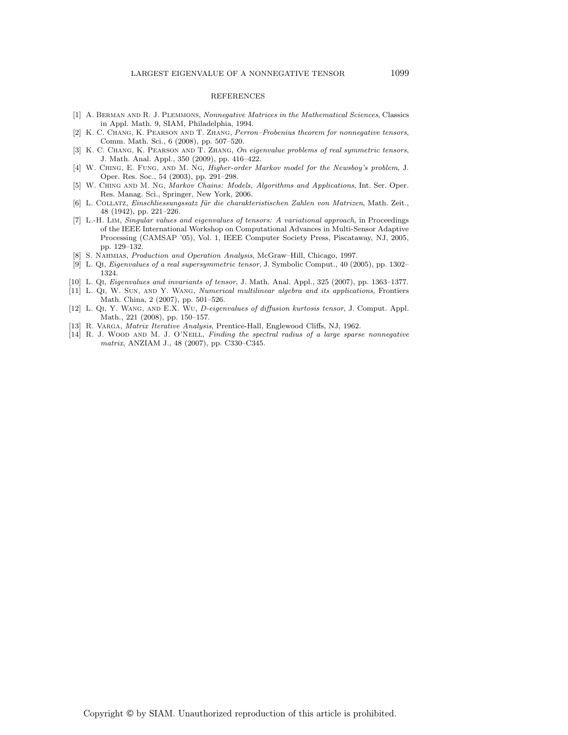## REFERENCES

[1] A. Berman and R. J. Plemmons, *Nonnegative Matrices in the Mathematical Sciences*, Classics in Appl. Math. 9, SIAM, Philadelphia, 1994.

[2] K. C. Chang, K. Pearson and T. Zhang, *Perron–Frobenius theorem for nonnegative tensors*, Comm. Math. Sci., 6 (2008), pp. 507–520.

[3] K. C. Chang, K. Pearson and T. Zhang, *On eigenvalue problems of real symmetric tensors*, J. Math. Anal. Appl., 350 (2009), pp. 416–422.

[4] W. Ching, E. Fung, and M. Ng, *Higher-order Markov model for the Newsboy's problem*, J. Oper. Res. Soc., 54 (2003), pp. 291–298.

[5] W. Ching and M. Ng, *Markov Chains: Models, Algorithms and Applications*, Int. Ser. Oper. Res. Manag. Sci., Springer, New York, 2006.

[6] L. Collatz, *Einschliessungssatz für die charakteristischen Zahlen von Matrizen*, Math. Zeit., 48 (1942), pp. 221–226.

[7] L.-H. Lim, *Singular values and eigenvalues of tensors: A variational approach*, in Proceedings of the IEEE International Workshop on Computational Advances in Multi-Sensor Adaptive Processing (CAMSAP '05), Vol. 1, IEEE Computer Society Press, Piscataway, NJ, 2005, pp. 129–132.

[8] S. Nahmias, *Production and Operation Analysis*, McGraw–Hill, Chicago, 1997.

[9] L. Qi, *Eigenvalues of a real supersymmetric tensor*, J. Symbolic Comput., 40 (2005), pp. 1302–1324.

[10] L. Qi, *Eigenvalues and invariants of tensor*, J. Math. Anal. Appl., 325 (2007), pp. 1363–1377.

[11] L. Qi, W. Sun, and Y. Wang, *Numerical multilinear algebra and its applications*, Frontiers Math. China, 2 (2007), pp. 501–526.

[12] L. Qi, Y. Wang, and E.X. Wu, *D-eigenvalues of diffusion kurtosis tensor*, J. Comput. Appl. Math., 221 (2008), pp. 150–157.

[13] R. Varga, *Matrix Iterative Analysis*, Prentice-Hall, Englewood Cliffs, NJ, 1962.

[14] R. J. Wood and M. J. O'Neill, *Finding the spectral radius of a large sparse nonnegative matrix*, ANZIAM J., 48 (2007), pp. C330–C345.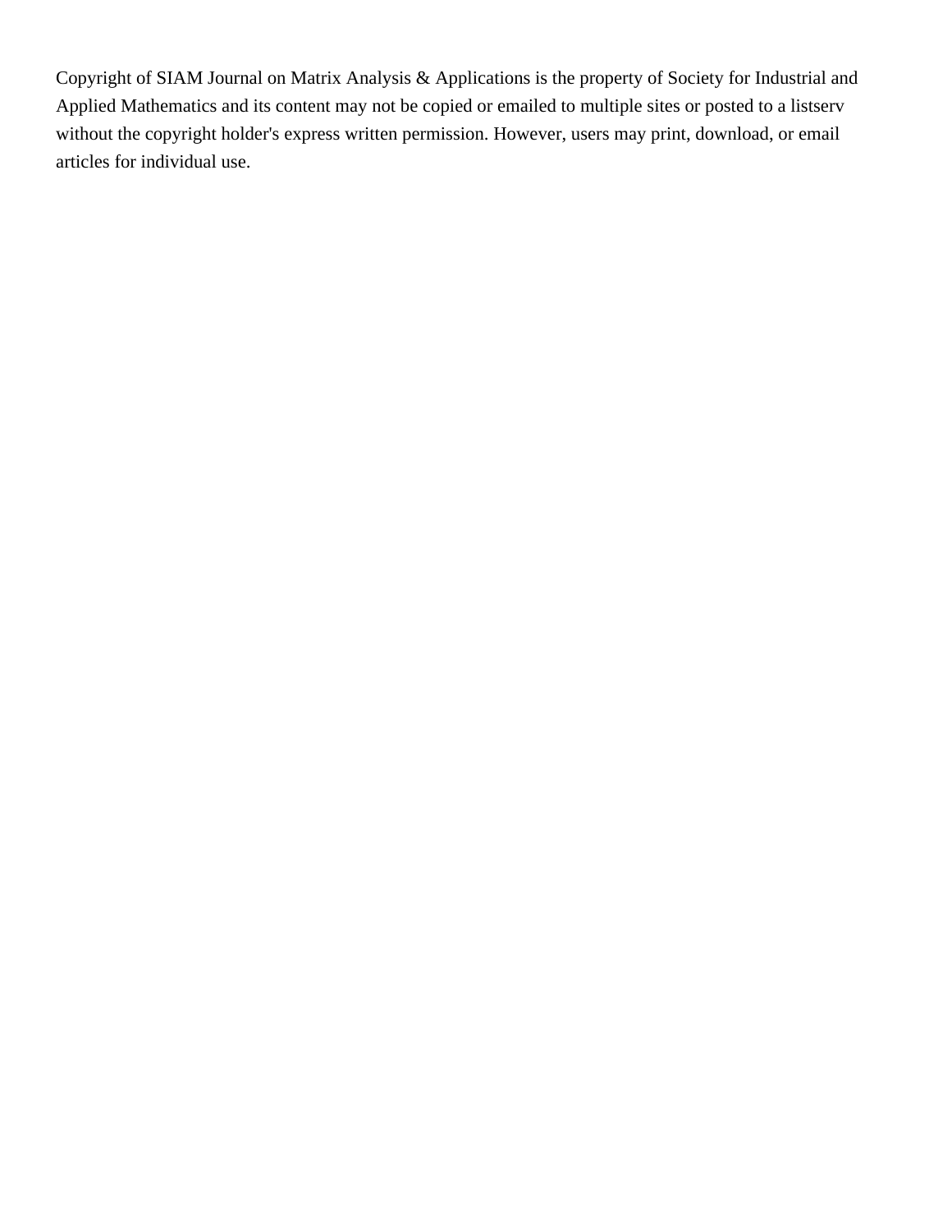Copyright of SIAM Journal on Matrix Analysis & Applications is the property of Society for Industrial and Applied Mathematics and its content may not be copied or emailed to multiple sites or posted to a listserv without the copyright holder's express written permission. However, users may print, download, or email articles for individual use.